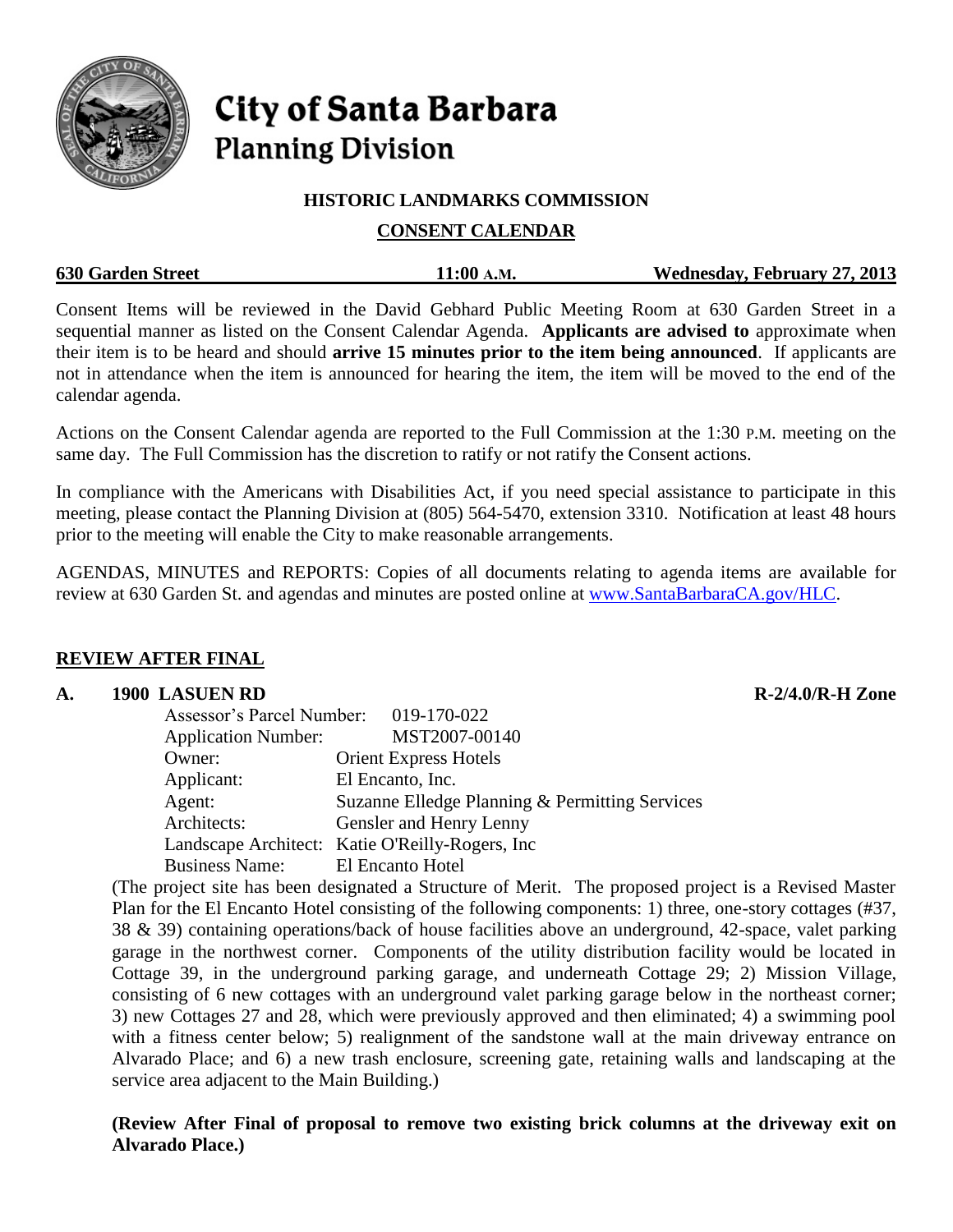# City of Santa Barbara
## Planning Division

### HISTORIC LANDMARKS COMMISSION

### CONSENT CALENDAR

**630 Garden Street** **11:00 A.M.** **Wednesday, February 27, 2013**

Consent Items will be reviewed in the David Gebhard Public Meeting Room at 630 Garden Street in a sequential manner as listed on the Consent Calendar Agenda. **Applicants are advised to** approximate when their item is to be heard and should **arrive 15 minutes prior to the item being announced**. If applicants are not in attendance when the item is announced for hearing the item, the item will be moved to the end of the calendar agenda.

Actions on the Consent Calendar agenda are reported to the Full Commission at the 1:30 P.M. meeting on the same day. The Full Commission has the discretion to ratify or not ratify the Consent actions.

In compliance with the Americans with Disabilities Act, if you need special assistance to participate in this meeting, please contact the Planning Division at (805) 564-5470, extension 3310. Notification at least 48 hours prior to the meeting will enable the City to make reasonable arrangements.

AGENDAS, MINUTES and REPORTS: Copies of all documents relating to agenda items are available for review at 630 Garden St. and agendas and minutes are posted online at www.SantaBarbaraCA.gov/HLC.

## REVIEW AFTER FINAL

**A. 1900 LASUEN RD** **R-2/4.0/R-H Zone**

Assessor's Parcel Number: 019-170-022
Application Number: MST2007-00140
Owner: Orient Express Hotels
Applicant: El Encanto, Inc.
Agent: Suzanne Elledge Planning & Permitting Services
Architects: Gensler and Henry Lenny
Landscape Architect: Katie O'Reilly-Rogers, Inc
Business Name: El Encanto Hotel

(The project site has been designated a Structure of Merit. The proposed project is a Revised Master Plan for the El Encanto Hotel consisting of the following components: 1) three, one-story cottages (#37, 38 & 39) containing operations/back of house facilities above an underground, 42-space, valet parking garage in the northwest corner. Components of the utility distribution facility would be located in Cottage 39, in the underground parking garage, and underneath Cottage 29; 2) Mission Village, consisting of 6 new cottages with an underground valet parking garage below in the northeast corner; 3) new Cottages 27 and 28, which were previously approved and then eliminated; 4) a swimming pool with a fitness center below; 5) realignment of the sandstone wall at the main driveway entrance on Alvarado Place; and 6) a new trash enclosure, screening gate, retaining walls and landscaping at the service area adjacent to the Main Building.)

**(Review After Final of proposal to remove two existing brick columns at the driveway exit on Alvarado Place.)**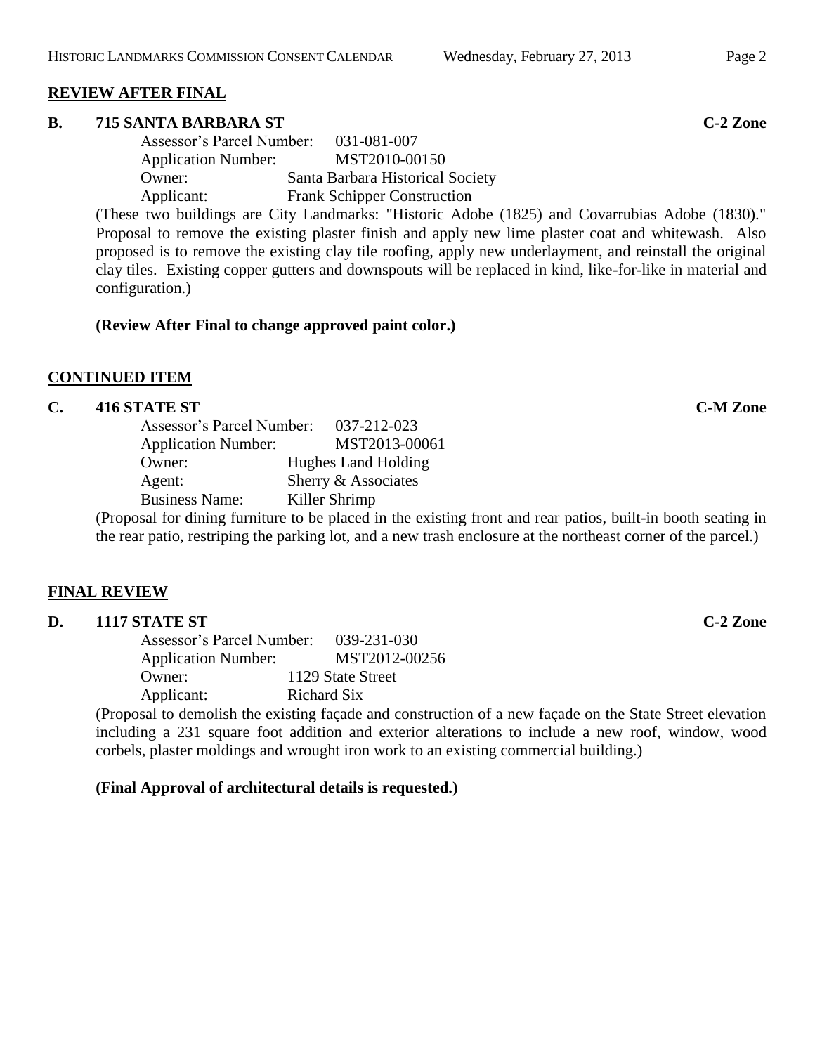## REVIEW AFTER FINAL

**B. 715 SANTA BARBARA ST** **C-2 Zone**

Assessor's Parcel Number: 031-081-007
Application Number: MST2010-00150
Owner: Santa Barbara Historical Society
Applicant: Frank Schipper Construction

(These two buildings are City Landmarks: "Historic Adobe (1825) and Covarrubias Adobe (1830)." Proposal to remove the existing plaster finish and apply new lime plaster coat and whitewash. Also proposed is to remove the existing clay tile roofing, apply new underlayment, and reinstall the original clay tiles. Existing copper gutters and downspouts will be replaced in kind, like-for-like in material and configuration.)

**(Review After Final to change approved paint color.)**

## CONTINUED ITEM

**C. 416 STATE ST** **C-M Zone**

Assessor's Parcel Number: 037-212-023
Application Number: MST2013-00061
Owner: Hughes Land Holding
Agent: Sherry & Associates
Business Name: Killer Shrimp

(Proposal for dining furniture to be placed in the existing front and rear patios, built-in booth seating in the rear patio, restriping the parking lot, and a new trash enclosure at the northeast corner of the parcel.)

## FINAL REVIEW

**D. 1117 STATE ST** **C-2 Zone**

Assessor's Parcel Number: 039-231-030
Application Number: MST2012-00256
Owner: 1129 State Street
Applicant: Richard Six

(Proposal to demolish the existing façade and construction of a new façade on the State Street elevation including a 231 square foot addition and exterior alterations to include a new roof, window, wood corbels, plaster moldings and wrought iron work to an existing commercial building.)

**(Final Approval of architectural details is requested.)**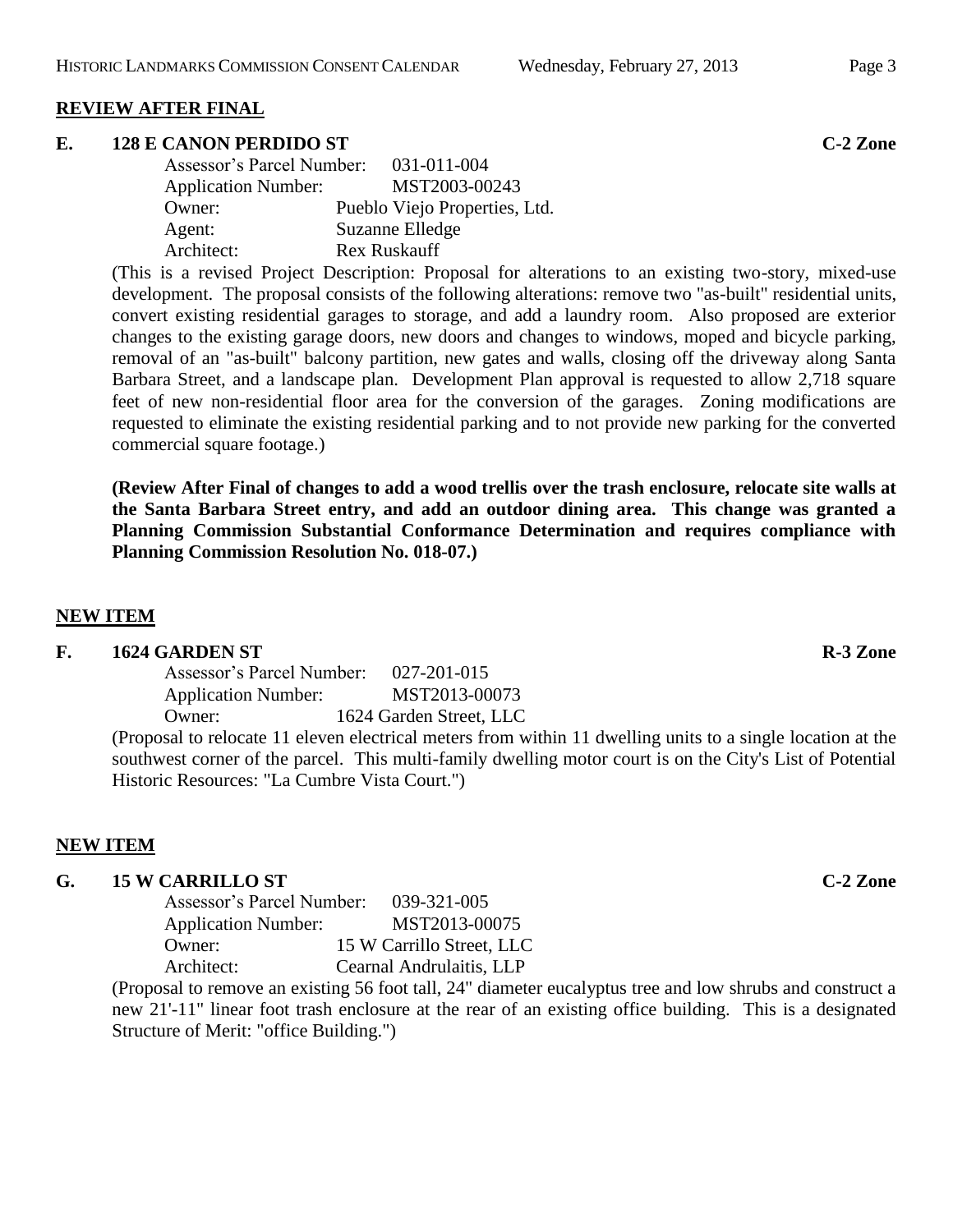## REVIEW AFTER FINAL

### E. 128 E CANON PERDIDO ST — C-2 Zone

Assessor's Parcel Number: 031-011-004
Application Number: MST2003-00243
Owner: Pueblo Viejo Properties, Ltd.
Agent: Suzanne Elledge
Architect: Rex Ruskauff

(This is a revised Project Description: Proposal for alterations to an existing two-story, mixed-use development. The proposal consists of the following alterations: remove two "as-built" residential units, convert existing residential garages to storage, and add a laundry room. Also proposed are exterior changes to the existing garage doors, new doors and changes to windows, moped and bicycle parking, removal of an "as-built" balcony partition, new gates and walls, closing off the driveway along Santa Barbara Street, and a landscape plan. Development Plan approval is requested to allow 2,718 square feet of new non-residential floor area for the conversion of the garages. Zoning modifications are requested to eliminate the existing residential parking and to not provide new parking for the converted commercial square footage.)

**(Review After Final of changes to add a wood trellis over the trash enclosure, relocate site walls at the Santa Barbara Street entry, and add an outdoor dining area. This change was granted a Planning Commission Substantial Conformance Determination and requires compliance with Planning Commission Resolution No. 018-07.)**

## NEW ITEM

### F. 1624 GARDEN ST — R-3 Zone

Assessor's Parcel Number: 027-201-015
Application Number: MST2013-00073
Owner: 1624 Garden Street, LLC

(Proposal to relocate 11 eleven electrical meters from within 11 dwelling units to a single location at the southwest corner of the parcel. This multi-family dwelling motor court is on the City's List of Potential Historic Resources: "La Cumbre Vista Court.")

## NEW ITEM

### G. 15 W CARRILLO ST — C-2 Zone

Assessor's Parcel Number: 039-321-005
Application Number: MST2013-00075
Owner: 15 W Carrillo Street, LLC
Architect: Cearnal Andrulaitis, LLP

(Proposal to remove an existing 56 foot tall, 24" diameter eucalyptus tree and low shrubs and construct a new 21'-11" linear foot trash enclosure at the rear of an existing office building. This is a designated Structure of Merit: "office Building.")